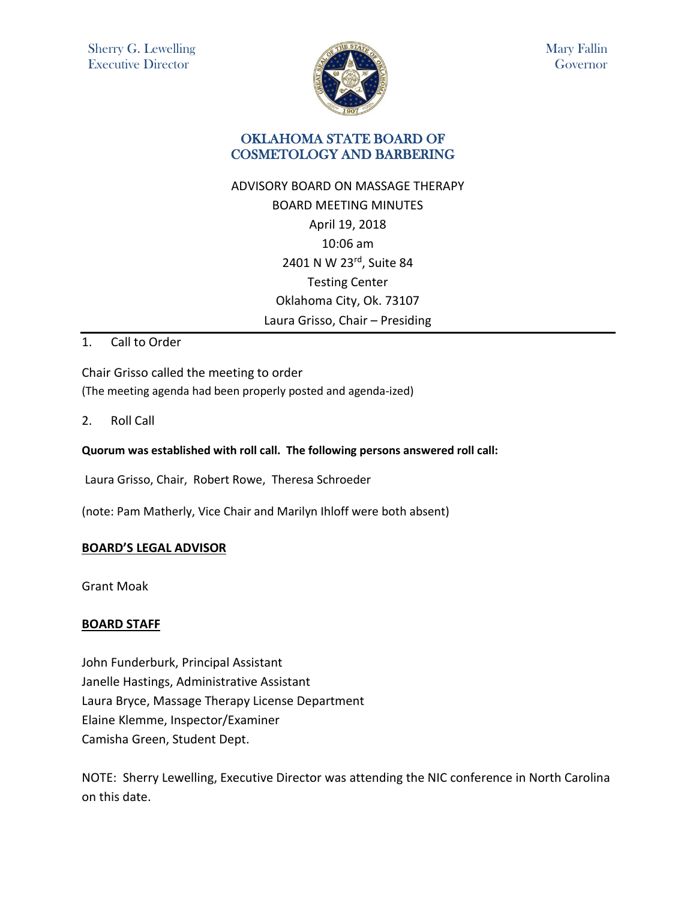Sherry G. Lewelling
Executive Director

Mary Fallin
Governor

# OKLAHOMA STATE BOARD OF COSMETOLOGY AND BARBERING

ADVISORY BOARD ON MASSAGE THERAPY
BOARD MEETING MINUTES
April 19, 2018
10:06 am
2401 N W 23rd, Suite 84
Testing Center
Oklahoma City, Ok. 73107
Laura Grisso, Chair – Presiding

---

1. Call to Order

Chair Grisso called the meeting to order
(The meeting agenda had been properly posted and agenda-ized)

2. Roll Call

**Quorum was established with roll call. The following persons answered roll call:**

Laura Grisso, Chair, Robert Rowe, Theresa Schroeder

(note: Pam Matherly, Vice Chair and Marilyn Ihloff were both absent)

**BOARD'S LEGAL ADVISOR**

Grant Moak

**BOARD STAFF**

John Funderburk, Principal Assistant
Janelle Hastings, Administrative Assistant
Laura Bryce, Massage Therapy License Department
Elaine Klemme, Inspector/Examiner
Camisha Green, Student Dept.

NOTE: Sherry Lewelling, Executive Director was attending the NIC conference in North Carolina on this date.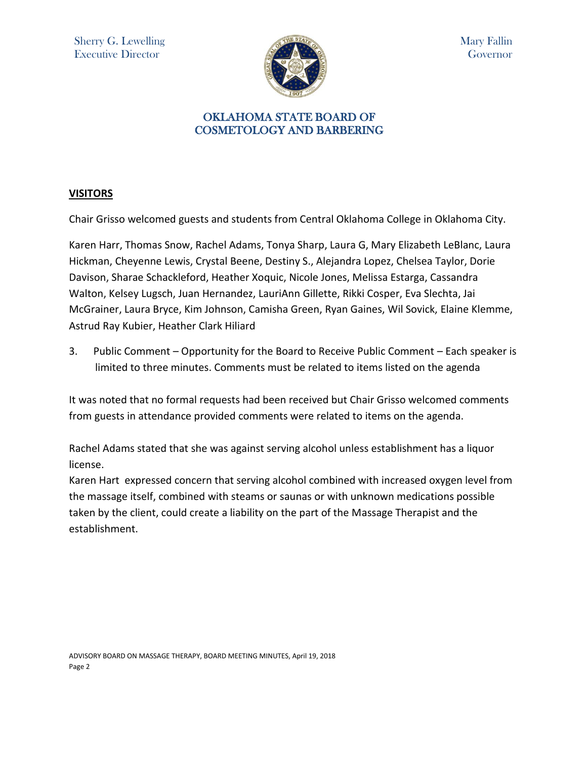## VISITORS

Chair Grisso welcomed guests and students from Central Oklahoma College in Oklahoma City.

Karen Harr, Thomas Snow, Rachel Adams, Tonya Sharp, Laura G, Mary Elizabeth LeBlanc, Laura Hickman, Cheyenne Lewis, Crystal Beene, Destiny S., Alejandra Lopez, Chelsea Taylor, Dorie Davison, Sharae Schackleford, Heather Xoquic, Nicole Jones, Melissa Estarga, Cassandra Walton, Kelsey Lugsch, Juan Hernandez, LauriAnn Gillette, Rikki Cosper, Eva Slechta, Jai McGrainer, Laura Bryce, Kim Johnson, Camisha Green, Ryan Gaines, Wil Sovick, Elaine Klemme, Astrud Ray Kubier, Heather Clark Hiliard

3. Public Comment – Opportunity for the Board to Receive Public Comment – Each speaker is limited to three minutes. Comments must be related to items listed on the agenda

It was noted that no formal requests had been received but Chair Grisso welcomed comments from guests in attendance provided comments were related to items on the agenda.

Rachel Adams stated that she was against serving alcohol unless establishment has a liquor license.

Karen Hart expressed concern that serving alcohol combined with increased oxygen level from the massage itself, combined with steams or saunas or with unknown medications possible taken by the client, could create a liability on the part of the Massage Therapist and the establishment.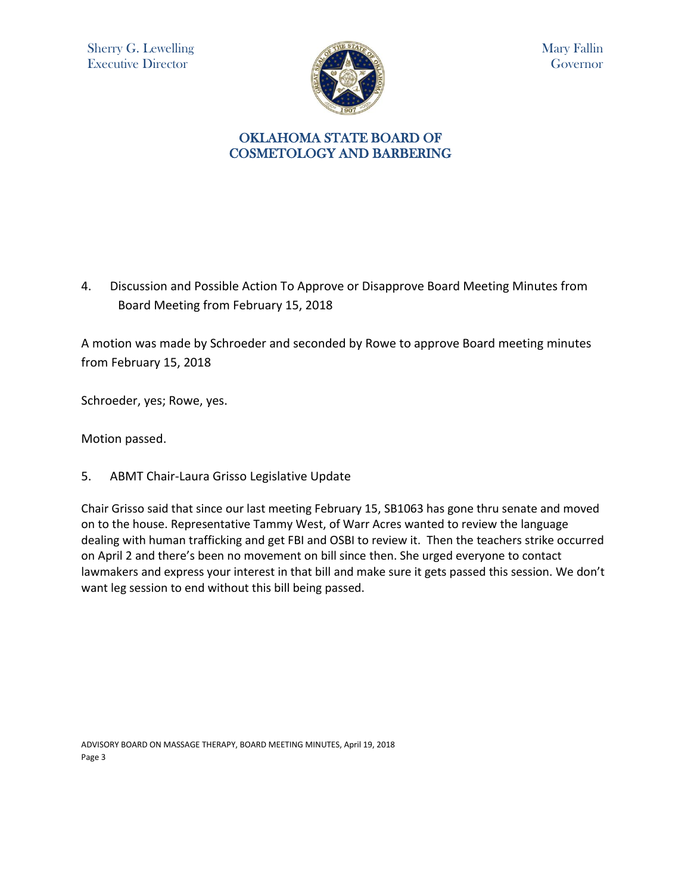4. Discussion and Possible Action To Approve or Disapprove Board Meeting Minutes from Board Meeting from February 15, 2018

A motion was made by Schroeder and seconded by Rowe to approve Board meeting minutes from February 15, 2018

Schroeder, yes; Rowe, yes.

Motion passed.

5. ABMT Chair-Laura Grisso Legislative Update

Chair Grisso said that since our last meeting February 15, SB1063 has gone thru senate and moved on to the house. Representative Tammy West, of Warr Acres wanted to review the language dealing with human trafficking and get FBI and OSBI to review it. Then the teachers strike occurred on April 2 and there's been no movement on bill since then. She urged everyone to contact lawmakers and express your interest in that bill and make sure it gets passed this session. We don't want leg session to end without this bill being passed.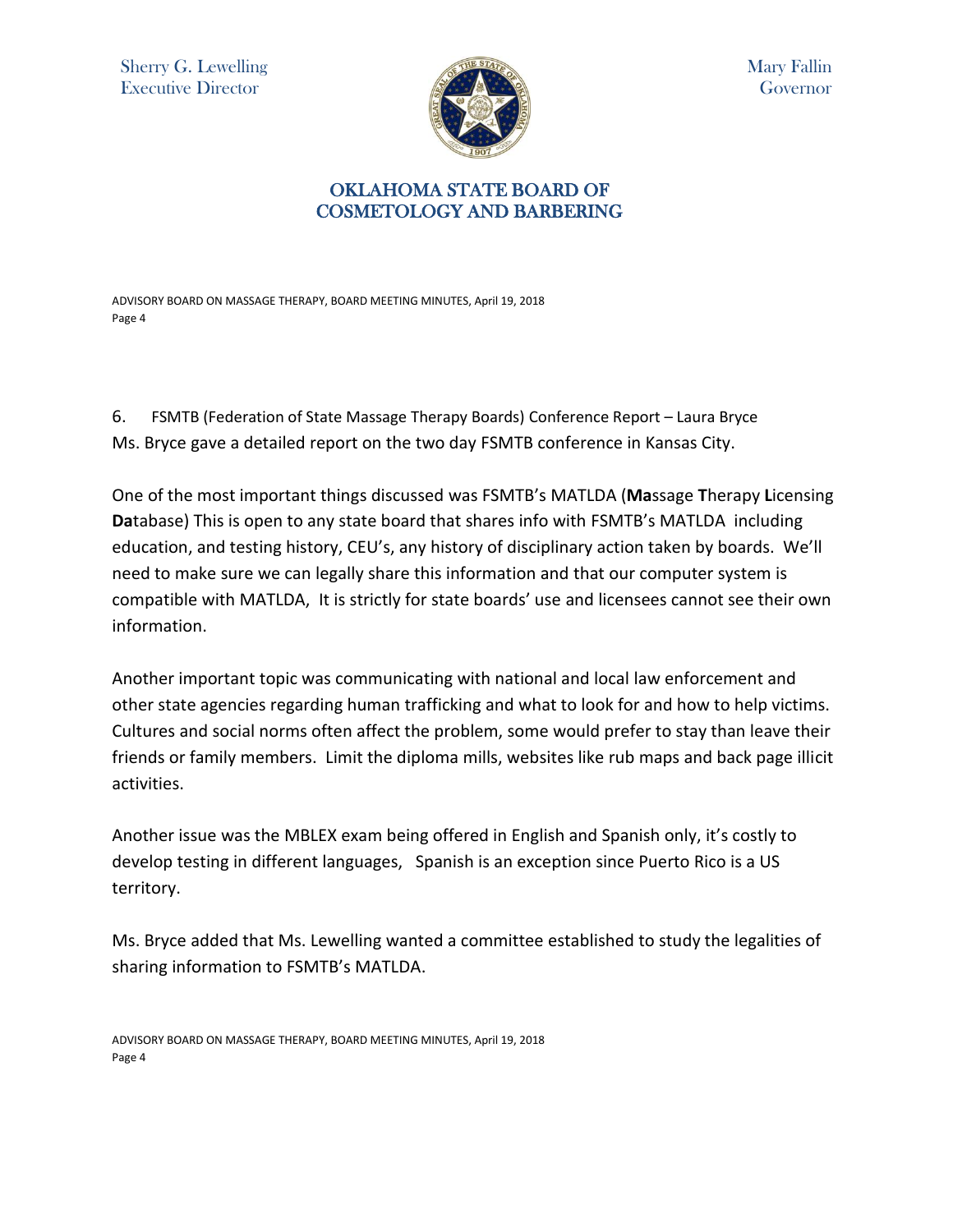6. FSMTB (Federation of State Massage Therapy Boards) Conference Report – Laura Bryce

Ms. Bryce gave a detailed report on the two day FSMTB conference in Kansas City.

One of the most important things discussed was FSMTB's MATLDA (**Ma**ssage **T**herapy **L**icensing **Da**tabase) This is open to any state board that shares info with FSMTB's MATLDA including education, and testing history, CEU's, any history of disciplinary action taken by boards. We'll need to make sure we can legally share this information and that our computer system is compatible with MATLDA, It is strictly for state boards' use and licensees cannot see their own information.

Another important topic was communicating with national and local law enforcement and other state agencies regarding human trafficking and what to look for and how to help victims. Cultures and social norms often affect the problem, some would prefer to stay than leave their friends or family members. Limit the diploma mills, websites like rub maps and back page illicit activities.

Another issue was the MBLEX exam being offered in English and Spanish only, it's costly to develop testing in different languages, Spanish is an exception since Puerto Rico is a US territory.

Ms. Bryce added that Ms. Lewelling wanted a committee established to study the legalities of sharing information to FSMTB's MATLDA.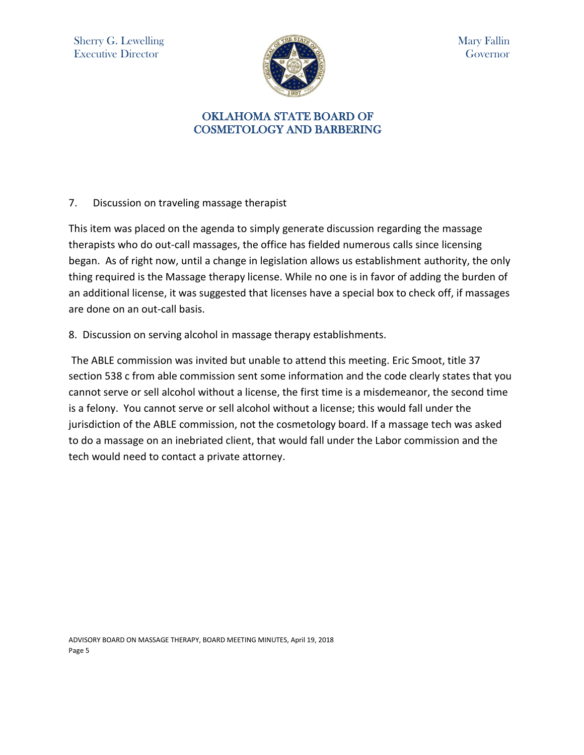7. Discussion on traveling massage therapist

This item was placed on the agenda to simply generate discussion regarding the massage therapists who do out-call massages, the office has fielded numerous calls since licensing began. As of right now, until a change in legislation allows us establishment authority, the only thing required is the Massage therapy license. While no one is in favor of adding the burden of an additional license, it was suggested that licenses have a special box to check off, if massages are done on an out-call basis.

8. Discussion on serving alcohol in massage therapy establishments.

The ABLE commission was invited but unable to attend this meeting. Eric Smoot, title 37 section 538 c from able commission sent some information and the code clearly states that you cannot serve or sell alcohol without a license, the first time is a misdemeanor, the second time is a felony. You cannot serve or sell alcohol without a license; this would fall under the jurisdiction of the ABLE commission, not the cosmetology board. If a massage tech was asked to do a massage on an inebriated client, that would fall under the Labor commission and the tech would need to contact a private attorney.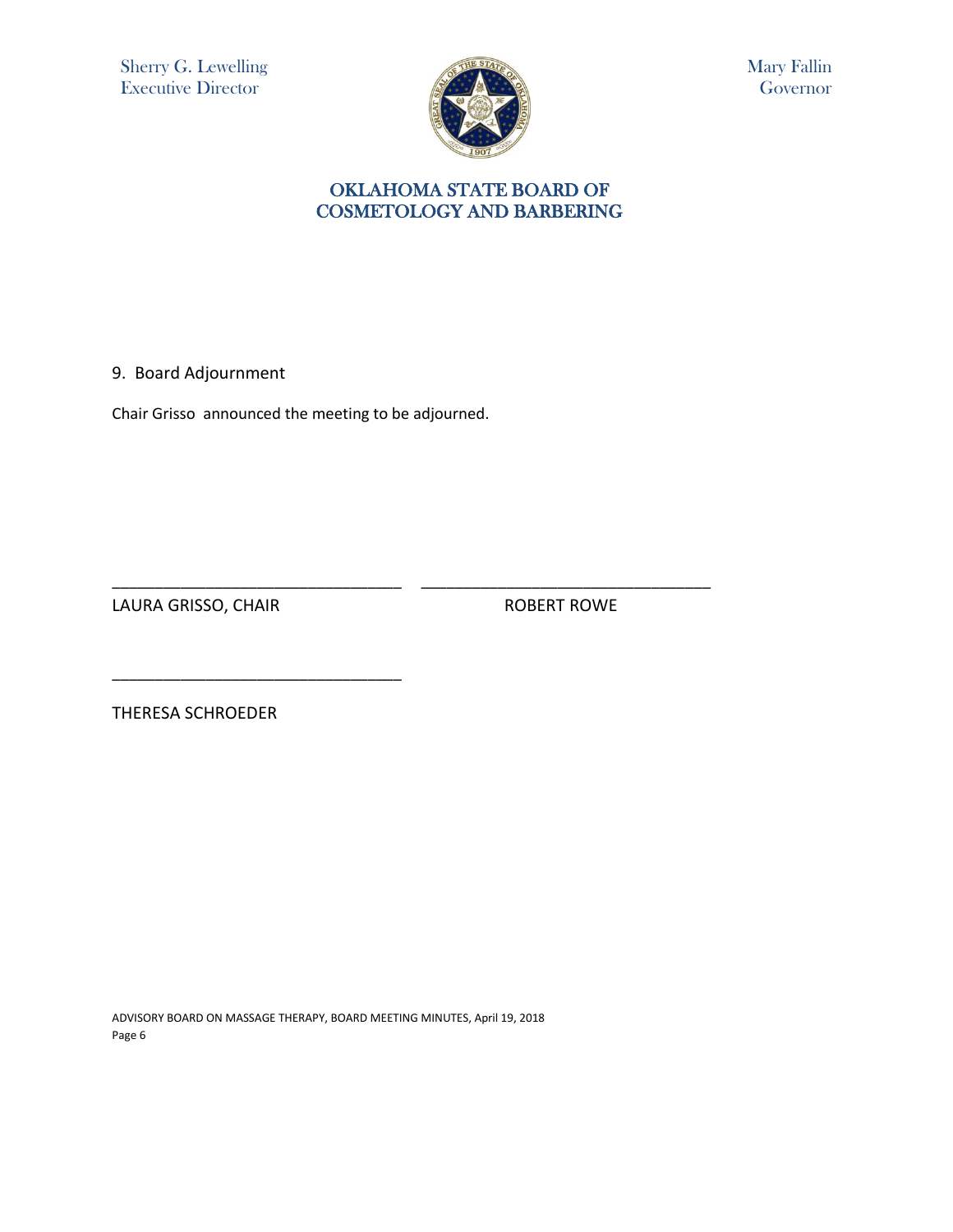Sherry G. Lewelling
Executive Director

Mary Fallin
Governor

## OKLAHOMA STATE BOARD OF COSMETOLOGY AND BARBERING

9. Board Adjournment

Chair Grisso announced the meeting to be adjourned.

________________________________ ________________________________

LAURA GRISSO, CHAIR ROBERT ROWE

________________________________

THERESA SCHROEDER